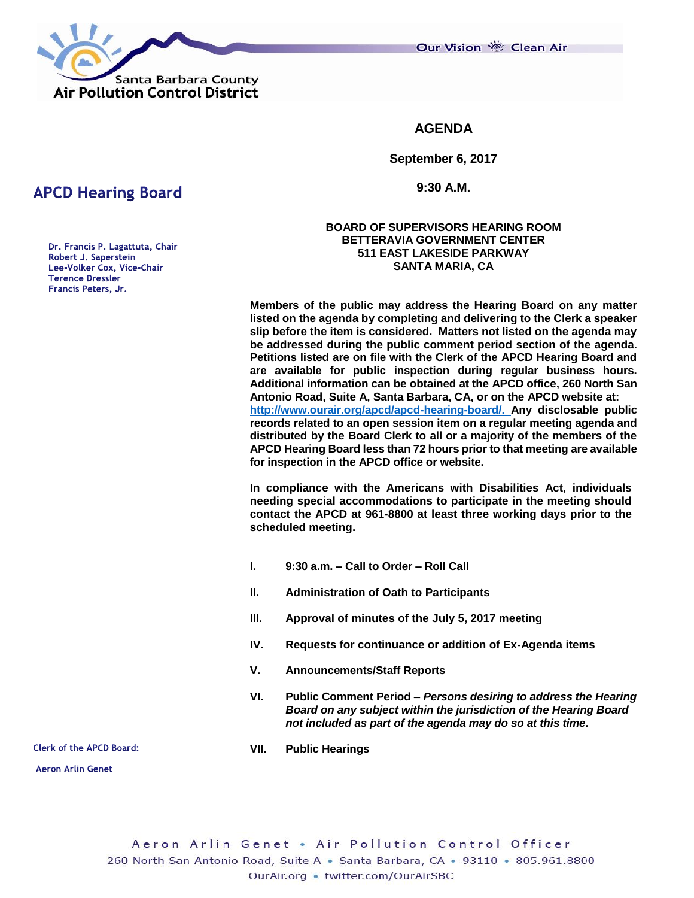Santa Barbara County
**Air Pollution Control District**

Our Vision Clean Air

# AGENDA

**September 6, 2017**

**9:30 A.M.**

## APCD Hearing Board

Dr. Francis P. Lagattuta, Chair
Robert J. Saperstein
Lee-Volker Cox, Vice-Chair
Terence Dressler
Francis Peters, Jr.

**BOARD OF SUPERVISORS HEARING ROOM**
**BETTERAVIA GOVERNMENT CENTER**
**511 EAST LAKESIDE PARKWAY**
**SANTA MARIA, CA**

**Members of the public may address the Hearing Board on any matter listed on the agenda by completing and delivering to the Clerk a speaker slip before the item is considered. Matters not listed on the agenda may be addressed during the public comment period section of the agenda. Petitions listed are on file with the Clerk of the APCD Hearing Board and are available for public inspection during regular business hours. Additional information can be obtained at the APCD office, 260 North San Antonio Road, Suite A, Santa Barbara, CA, or on the APCD website at: http://www.ourair.org/apcd/apcd-hearing-board/. Any disclosable public records related to an open session item on a regular meeting agenda and distributed by the Board Clerk to all or a majority of the members of the APCD Hearing Board less than 72 hours prior to that meeting are available for inspection in the APCD office or website.**

**In compliance with the Americans with Disabilities Act, individuals needing special accommodations to participate in the meeting should contact the APCD at 961-8800 at least three working days prior to the scheduled meeting.**

**I.** **9:30 a.m. – Call to Order – Roll Call**

**II.** **Administration of Oath to Participants**

**III.** **Approval of minutes of the July 5, 2017 meeting**

**IV.** **Requests for continuance or addition of Ex-Agenda items**

**V.** **Announcements/Staff Reports**

**VI.** **Public Comment Period –** ***Persons desiring to address the Hearing Board on any subject within the jurisdiction of the Hearing Board not included as part of the agenda may do so at this time.***

**VII.** **Public Hearings**

Clerk of the APCD Board:

Aeron Arlin Genet

Aeron Arlin Genet • Air Pollution Control Officer
260 North San Antonio Road, Suite A • Santa Barbara, CA • 93110 • 805.961.8800
OurAir.org • twitter.com/OurAirSBC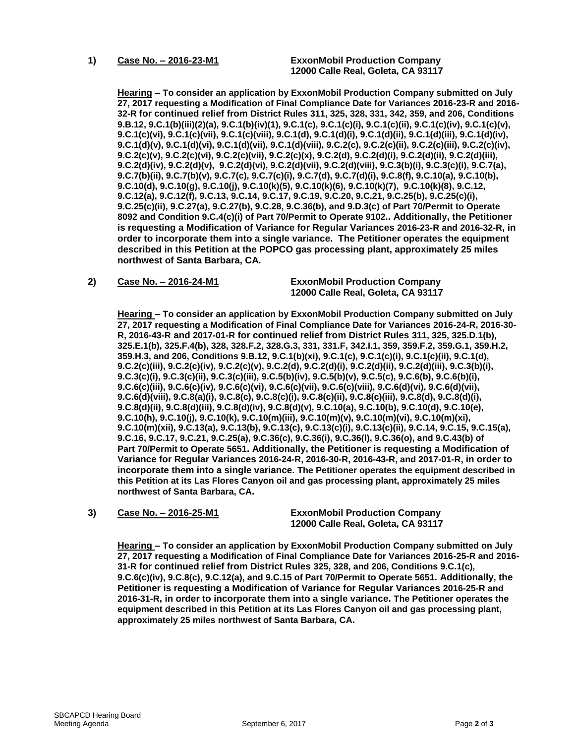**1) <u>Case No. – 2016-23-M1</u>** **ExxonMobil Production Company**
**12000 Calle Real, Goleta, CA 93117**

**<u>Hearing</u> – To consider an application by ExxonMobil Production Company submitted on July 27, 2017 requesting a Modification of Final Compliance Date for Variances 2016-23-R and 2016-32-R for continued relief from District Rules 311, 325, 328, 331, 342, 359, and 206, Conditions 9.B.12, 9.C.1(b)(iii)(2)(a), 9.C.1(b)(iv)(1), 9.C.1(c), 9.C.1(c)(i), 9.C.1(c)(ii), 9.C.1(c)(iv), 9.C.1(c)(v), 9.C.1(c)(vi), 9.C.1(c)(vii), 9.C.1(c)(viii), 9.C.1(d), 9.C.1(d)(i), 9.C.1(d)(ii), 9.C.1(d)(iii), 9.C.1(d)(iv), 9.C.1(d)(v), 9.C.1(d)(vi), 9.C.1(d)(vii), 9.C.1(d)(viii), 9.C.2(c), 9.C.2(c)(ii), 9.C.2(c)(iii), 9.C.2(c)(iv), 9.C.2(c)(v), 9.C.2(c)(vi), 9.C.2(c)(vii), 9.C.2(c)(x), 9.C.2(d), 9.C.2(d)(i), 9.C.2(d)(ii), 9.C.2(d)(iii), 9.C.2(d)(iv), 9.C.2(d)(v), 9.C.2(d)(vi), 9.C.2(d)(vii), 9.C.2(d)(viii), 9.C.3(b)(i), 9.C.3(c)(i), 9.C.7(a), 9.C.7(b)(ii), 9.C.7(b)(v), 9.C.7(c), 9.C.7(c)(i), 9.C.7(d), 9.C.7(d)(i), 9.C.8(f), 9.C.10(a), 9.C.10(b), 9.C.10(d), 9.C.10(g), 9.C.10(j), 9.C.10(k)(5), 9.C.10(k)(6), 9.C.10(k)(7), 9.C.10(k)(8), 9.C.12, 9.C.12(a), 9.C.12(f), 9.C.13, 9.C.14, 9.C.17, 9.C.19, 9.C.20, 9.C.21, 9.C.25(b), 9.C.25(c)(i), 9.C.25(c)(ii), 9.C.27(a), 9.C.27(b), 9.C.28, 9.C.36(b), and 9.D.3(c) of Part 70/Permit to Operate 8092 and Condition 9.C.4(c)(i) of Part 70/Permit to Operate 9102.. Additionally, the Petitioner is requesting a Modification of Variance for Regular Variances 2016-23-R and 2016-32-R, in order to incorporate them into a single variance. The Petitioner operates the equipment described in this Petition at the POPCO gas processing plant, approximately 25 miles northwest of Santa Barbara, CA.**

**2) <u>Case No. – 2016-24-M1</u>** **ExxonMobil Production Company**
**12000 Calle Real, Goleta, CA 93117**

**<u>Hearing</u> – To consider an application by ExxonMobil Production Company submitted on July 27, 2017 requesting a Modification of Final Compliance Date for Variances 2016-24-R, 2016-30-R, 2016-43-R and 2017-01-R for continued relief from District Rules 311, 325, 325.D.1(b), 325.E.1(b), 325.F.4(b), 328, 328.F.2, 328.G.3, 331, 331.F, 342.I.1, 359, 359.F.2, 359.G.1, 359.H.2, 359.H.3, and 206, Conditions 9.B.12, 9.C.1(b)(xi), 9.C.1(c), 9.C.1(c)(i), 9.C.1(c)(ii), 9.C.1(d), 9.C.2(c)(iii), 9.C.2(c)(iv), 9.C.2(c)(v), 9.C.2(d), 9.C.2(d)(i), 9.C.2(d)(ii), 9.C.2(d)(iii), 9.C.3(b)(i), 9.C.3(c)(i), 9.C.3(c)(ii), 9.C.3(c)(iii), 9.C.5(b)(iv), 9.C.5(b)(v), 9.C.5(c), 9.C.6(b), 9.C.6(b)(i), 9.C.6(c)(iii), 9.C.6(c)(iv), 9.C.6(c)(vi), 9.C.6(c)(vii), 9.C.6(c)(viii), 9.C.6(d)(vi), 9.C.6(d)(vii), 9.C.6(d)(viii), 9.C.8(a)(i), 9.C.8(c), 9.C.8(c)(i), 9.C.8(c)(ii), 9.C.8(c)(iii), 9.C.8(d), 9.C.8(d)(i), 9.C.8(d)(ii), 9.C.8(d)(iii), 9.C.8(d)(iv), 9.C.8(d)(v), 9.C.10(a), 9.C.10(b), 9.C.10(d), 9.C.10(e), 9.C.10(h), 9.C.10(j), 9.C.10(k), 9.C.10(m)(iii), 9.C.10(m)(v), 9.C.10(m)(vi), 9.C.10(m)(xi), 9.C.10(m)(xii), 9.C.13(a), 9.C.13(b), 9.C.13(c), 9.C.13(c)(i), 9.C.13(c)(ii), 9.C.14, 9.C.15, 9.C.15(a), 9.C.16, 9.C.17, 9.C.21, 9.C.25(a), 9.C.36(c), 9.C.36(i), 9.C.36(l), 9.C.36(o), and 9.C.43(b) of Part 70/Permit to Operate 5651. Additionally, the Petitioner is requesting a Modification of Variance for Regular Variances 2016-24-R, 2016-30-R, 2016-43-R, and 2017-01-R, in order to incorporate them into a single variance. The Petitioner operates the equipment described in this Petition at its Las Flores Canyon oil and gas processing plant, approximately 25 miles northwest of Santa Barbara, CA.**

**3) <u>Case No. – 2016-25-M1</u>** **ExxonMobil Production Company**
**12000 Calle Real, Goleta, CA 93117**

**<u>Hearing</u> – To consider an application by ExxonMobil Production Company submitted on July 27, 2017 requesting a Modification of Final Compliance Date for Variances 2016-25-R and 2016-31-R for continued relief from District Rules 325, 328, and 206, Conditions 9.C.1(c), 9.C.6(c)(iv), 9.C.8(c), 9.C.12(a), and 9.C.15 of Part 70/Permit to Operate 5651. Additionally, the Petitioner is requesting a Modification of Variance for Regular Variances 2016-25-R and 2016-31-R, in order to incorporate them into a single variance. The Petitioner operates the equipment described in this Petition at its Las Flores Canyon oil and gas processing plant, approximately 25 miles northwest of Santa Barbara, CA.**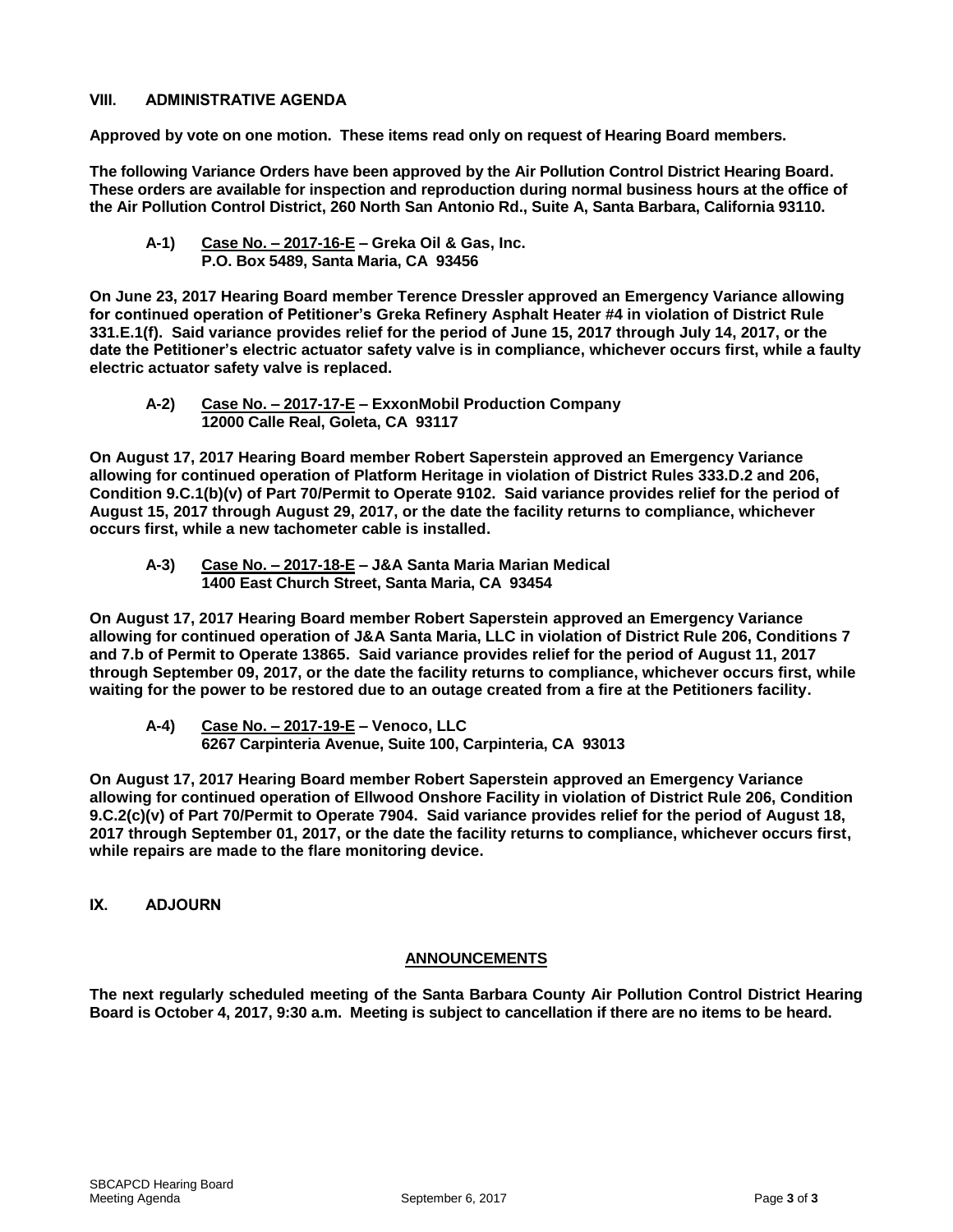## VIII. ADMINISTRATIVE AGENDA

**Approved by vote on one motion. These items read only on request of Hearing Board members.**

**The following Variance Orders have been approved by the Air Pollution Control District Hearing Board. These orders are available for inspection and reproduction during normal business hours at the office of the Air Pollution Control District, 260 North San Antonio Rd., Suite A, Santa Barbara, California 93110.**

**A-1) <u>Case No. – 2017-16-E</u> – Greka Oil & Gas, Inc.**
**P.O. Box 5489, Santa Maria, CA 93456**

**On June 23, 2017 Hearing Board member Terence Dressler approved an Emergency Variance allowing for continued operation of Petitioner's Greka Refinery Asphalt Heater #4 in violation of District Rule 331.E.1(f). Said variance provides relief for the period of June 15, 2017 through July 14, 2017, or the date the Petitioner's electric actuator safety valve is in compliance, whichever occurs first, while a faulty electric actuator safety valve is replaced.**

**A-2) <u>Case No. – 2017-17-E</u> – ExxonMobil Production Company**
**12000 Calle Real, Goleta, CA 93117**

**On August 17, 2017 Hearing Board member Robert Saperstein approved an Emergency Variance allowing for continued operation of Platform Heritage in violation of District Rules 333.D.2 and 206, Condition 9.C.1(b)(v) of Part 70/Permit to Operate 9102. Said variance provides relief for the period of August 15, 2017 through August 29, 2017, or the date the facility returns to compliance, whichever occurs first, while a new tachometer cable is installed.**

**A-3) <u>Case No. – 2017-18-E</u> – J&A Santa Maria Marian Medical**
**1400 East Church Street, Santa Maria, CA 93454**

**On August 17, 2017 Hearing Board member Robert Saperstein approved an Emergency Variance allowing for continued operation of J&A Santa Maria, LLC in violation of District Rule 206, Conditions 7 and 7.b of Permit to Operate 13865. Said variance provides relief for the period of August 11, 2017 through September 09, 2017, or the date the facility returns to compliance, whichever occurs first, while waiting for the power to be restored due to an outage created from a fire at the Petitioners facility.**

**A-4) <u>Case No. – 2017-19-E</u> – Venoco, LLC**
**6267 Carpinteria Avenue, Suite 100, Carpinteria, CA 93013**

**On August 17, 2017 Hearing Board member Robert Saperstein approved an Emergency Variance allowing for continued operation of Ellwood Onshore Facility in violation of District Rule 206, Condition 9.C.2(c)(v) of Part 70/Permit to Operate 7904. Said variance provides relief for the period of August 18, 2017 through September 01, 2017, or the date the facility returns to compliance, whichever occurs first, while repairs are made to the flare monitoring device.**

## IX. ADJOURN

### <u>ANNOUNCEMENTS</u>

**The next regularly scheduled meeting of the Santa Barbara County Air Pollution Control District Hearing Board is October 4, 2017, 9:30 a.m. Meeting is subject to cancellation if there are no items to be heard.**